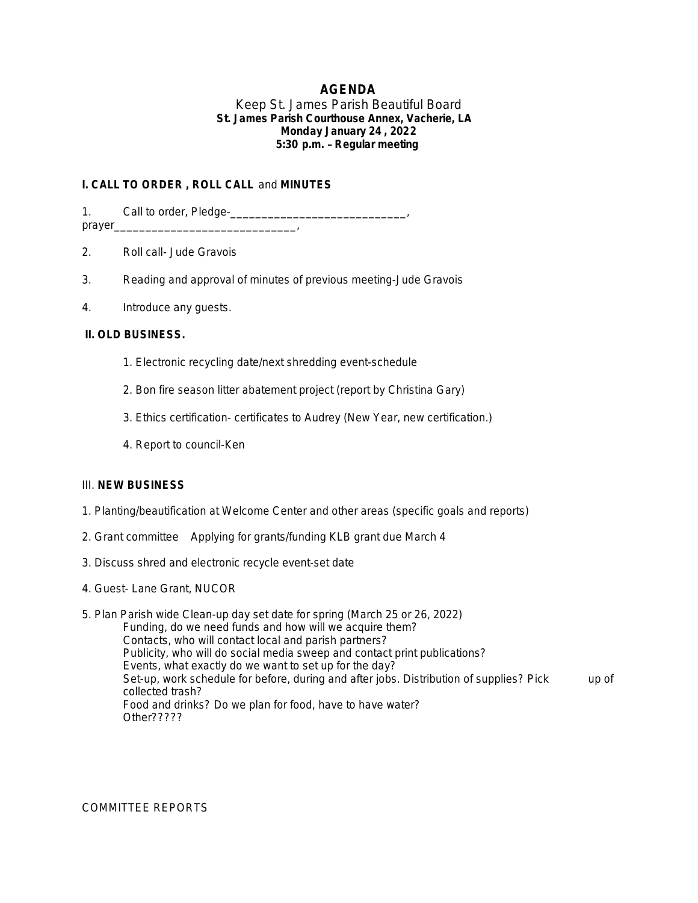# AGENDA

Keep St. James Parish Beautiful Board
**St. James Parish Courthouse Annex, Vacherie, LA**
**Monday January 24 , 2022**
**5:30 p.m. – Regular meeting**

## I. CALL TO ORDER , ROLL CALL and MINUTES

1. Call to order, Pledge-____________________________, prayer_____________________________,

2. Roll call- Jude Gravois

3. Reading and approval of minutes of previous meeting-Jude Gravois

4. Introduce any guests.

## II. OLD BUSINESS.

1. Electronic recycling date/next shredding event-schedule

2. Bon fire season litter abatement project (report by Christina Gary)

3. Ethics certification- certificates to Audrey (New Year, new certification.)

4. Report to council-Ken

## III. NEW BUSINESS

1. Planting/beautification at Welcome Center and other areas (specific goals and reports)

2. Grant committee  Applying for grants/funding KLB grant due March 4

3. Discuss shred and electronic recycle event-set date

4. Guest- Lane Grant, NUCOR

5. Plan Parish wide Clean-up day set date for spring (March 25 or 26, 2022)
   Funding, do we need funds and how will we acquire them?
   Contacts, who will contact local and parish partners?
   Publicity, who will do social media sweep and contact print publications?
   Events, what exactly do we want to set up for the day?
   Set-up, work schedule for before, during and after jobs. Distribution of supplies? Pick up of collected trash?
   Food and drinks? Do we plan for food, have to have water?
   Other?????

COMMITTEE REPORTS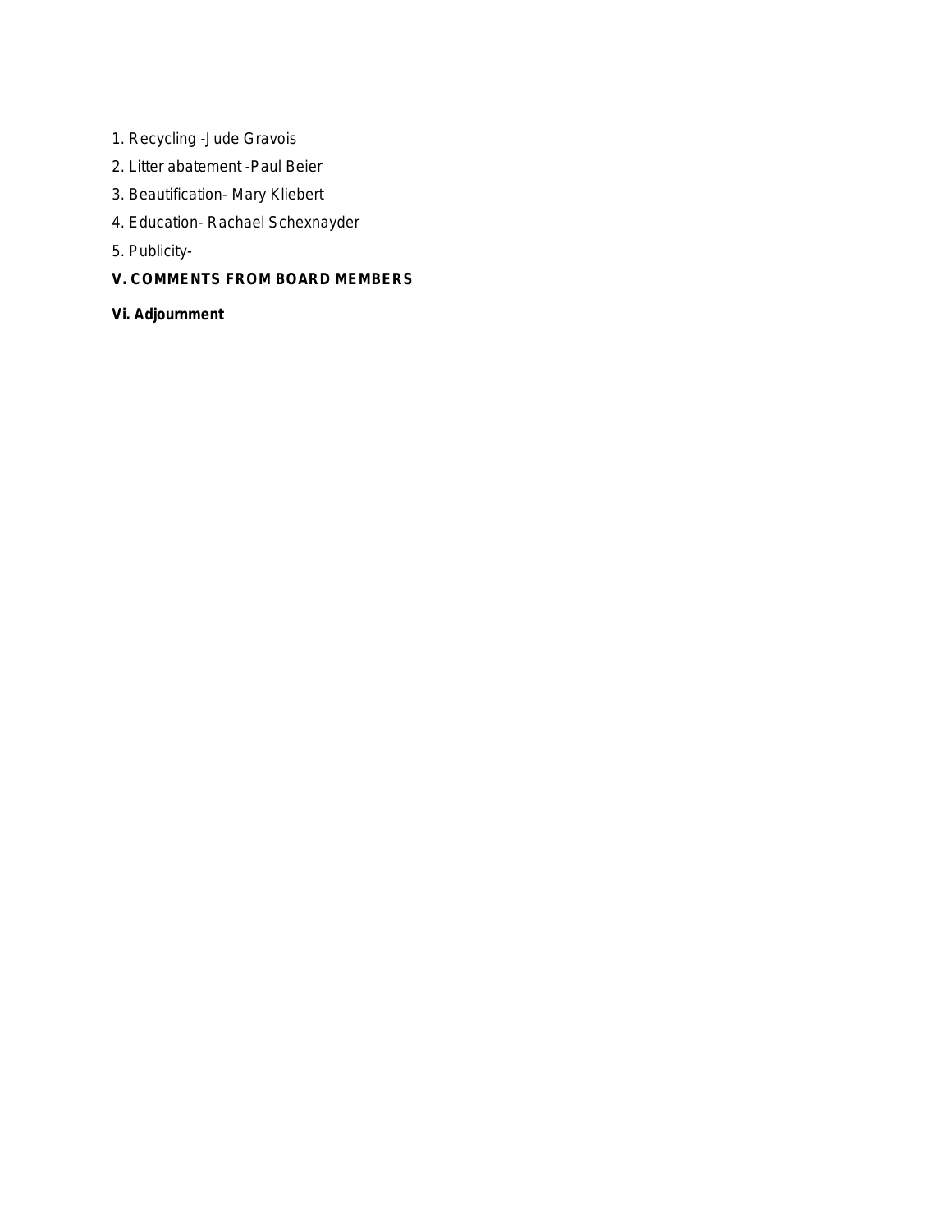1. Recycling -Jude Gravois
2. Litter abatement -Paul Beier
3. Beautification- Mary Kliebert
4. Education- Rachael Schexnayder
5. Publicity-

**V. COMMENTS FROM BOARD MEMBERS**

**Vi. Adjournment**